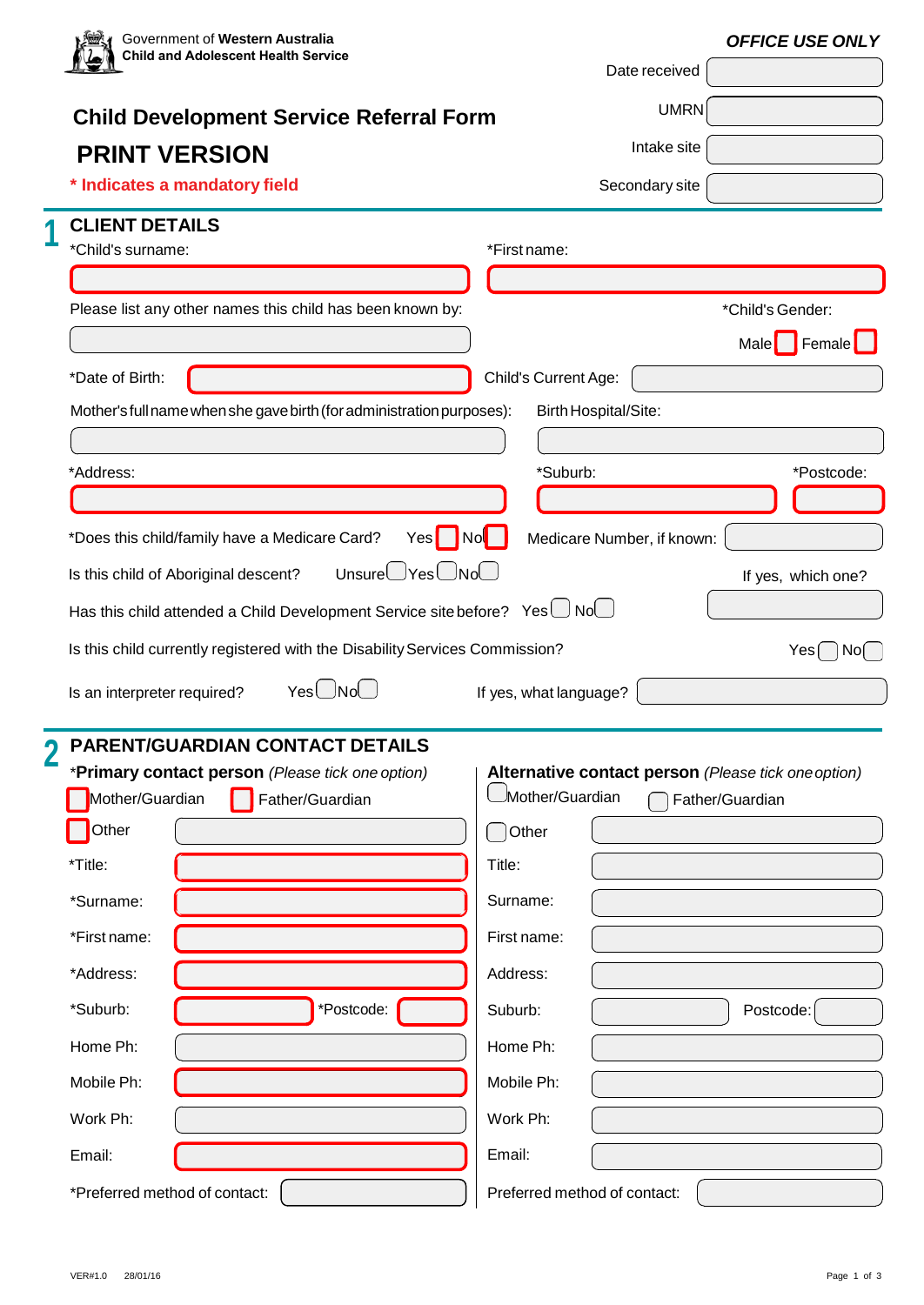Government of **Western Australia**
**Child and Adolescent Health Service**

***OFFICE USE ONLY***

Date received

UMRN

Intake site

Secondary site

# Child Development Service Referral Form

# PRINT VERSION

**\* Indicates a mandatory field**

## 1 CLIENT DETAILS

*Child's surname:

*First name:

Please list any other names this child has been known by:

*Child's Gender: Male ☐ Female ☐

*Date of Birth:

Child's Current Age:

Mother's full name when she gave birth (for administration purposes):

Birth Hospital/Site:

*Address:

*Suburb:

*Postcode:

*Does this child/family have a Medicare Card? Yes ☐ No ☐

Medicare Number, if known:

Is this child of Aboriginal descent? Unsure ☐ Yes ☐ No ☐

If yes, which one?

Has this child attended a Child Development Service site before? Yes ☐ No ☐

Is this child currently registered with the Disability Services Commission? Yes ☐ No ☐

Is an interpreter required? Yes ☐ No ☐

If yes, what language?

## 2 PARENT/GUARDIAN CONTACT DETAILS

***Primary contact person*** *(Please tick one option)*

☐ Mother/Guardian ☐ Father/Guardian

☐ Other

*Title:

*Surname:

*First name:

*Address:

*Suburb:

*Postcode:

Home Ph:

Mobile Ph:

Work Ph:

Email:

*Preferred method of contact:

**Alternative contact person** *(Please tick one option)*

☐ Mother/Guardian ☐ Father/Guardian

☐ Other

Title:

Surname:

First name:

Address:

Suburb:

Postcode:

Home Ph:

Mobile Ph:

Work Ph:

Email:

Preferred method of contact:

VER#1.0 28/01/16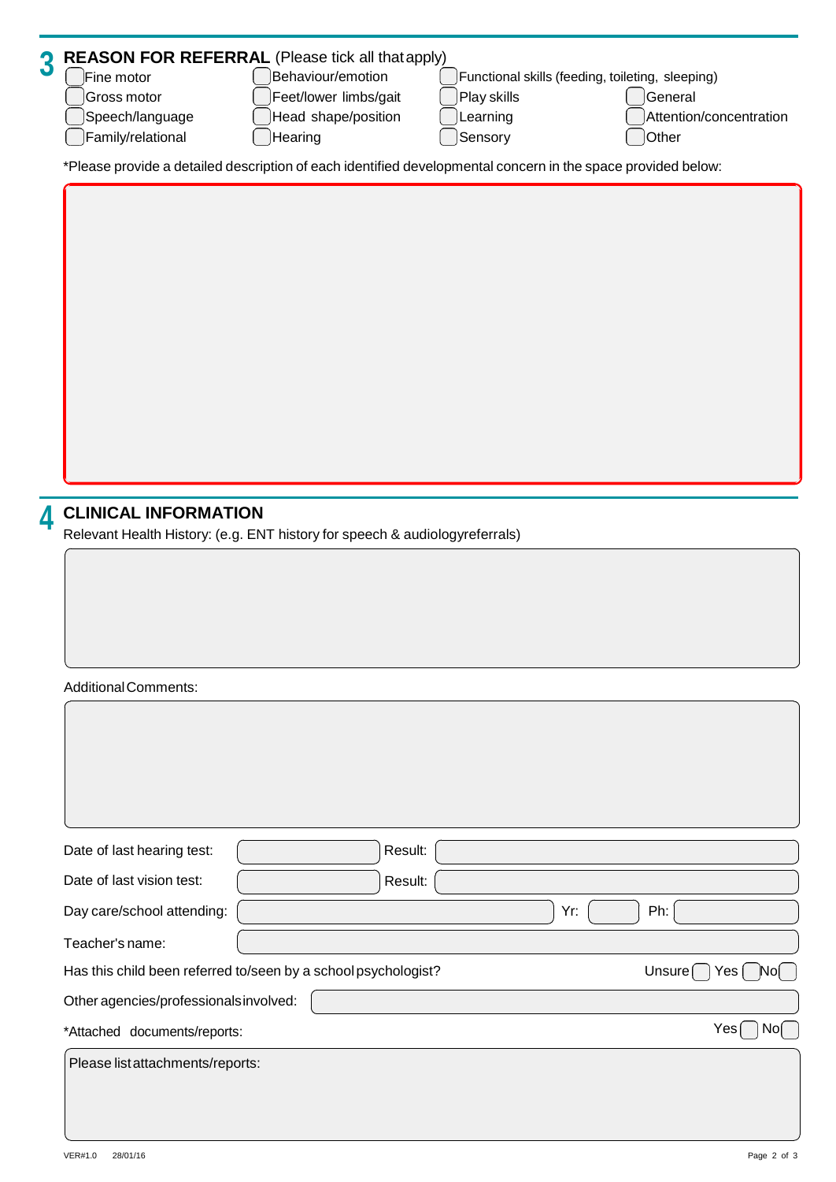## 3 REASON FOR REFERRAL (Please tick all that apply)

- [ ] Fine motor
- [ ] Gross motor
- [ ] Speech/language
- [ ] Family/relational
- [ ] Behaviour/emotion
- [ ] Feet/lower limbs/gait
- [ ] Head shape/position
- [ ] Hearing
- [ ] Functional skills (feeding, toileting, sleeping)
- [ ] Play skills
- [ ] Learning
- [ ] Sensory
- [ ] General
- [ ] Attention/concentration
- [ ] Other

*Please provide a detailed description of each identified developmental concern in the space provided below:

## 4 CLINICAL INFORMATION

Relevant Health History: (e.g. ENT history for speech & audiologyreferrals)

Additional Comments:

Date of last hearing test: Result:

Date of last vision test: Result:

Day care/school attending: Yr: Ph:

Teacher's name:

Has this child been referred to/seen by a school psychologist? Unsure [ ] Yes [ ] No [ ]

Other agencies/professionals involved:

*Attached documents/reports: Yes [ ] No [ ]

Please list attachments/reports:

VER#1.0 28/01/16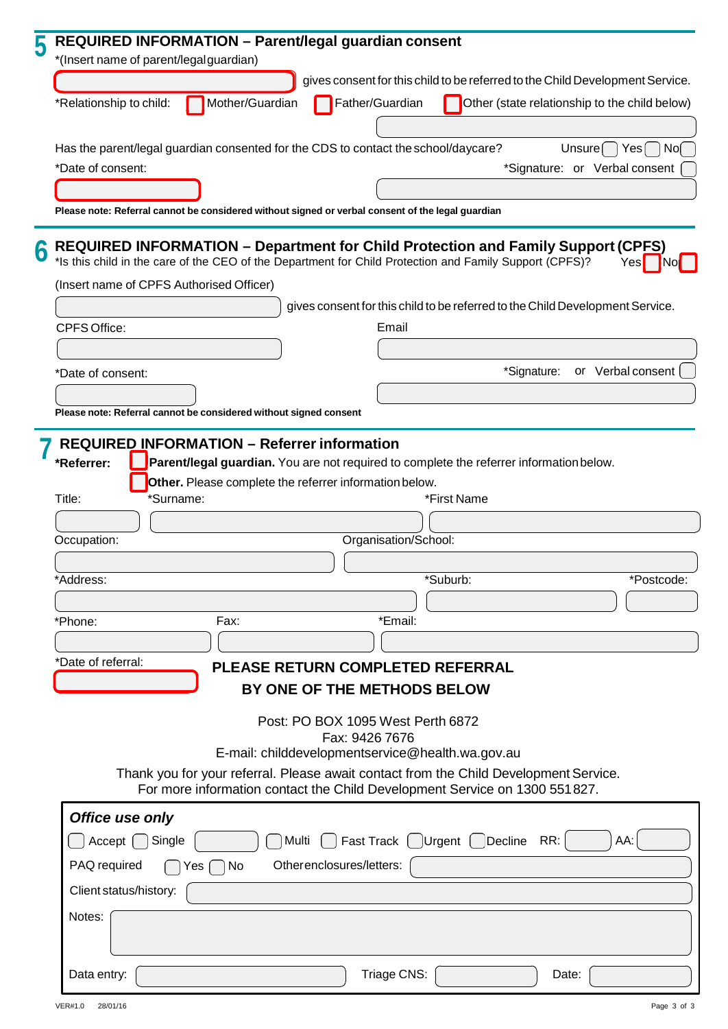## 5 REQUIRED INFORMATION – Parent/legal guardian consent

*(Insert name of parent/legal guardian)

gives consent for this child to be referred to the Child Development Service.

*Relationship to child: ☐ Mother/Guardian ☐ Father/Guardian ☐ Other (state relationship to the child below)

Has the parent/legal guardian consented for the CDS to contact the school/daycare? Unsure ☐ Yes ☐ No ☐

*Date of consent:

*Signature: or Verbal consent ☐

**Please note: Referral cannot be considered without signed or verbal consent of the legal guardian**

## 6 REQUIRED INFORMATION – Department for Child Protection and Family Support (CPFS)

*Is this child in the care of the CEO of the Department for Child Protection and Family Support (CPFS)? Yes ☐ No ☐

(Insert name of CPFS Authorised Officer)

gives consent for this child to be referred to the Child Development Service.

CPFS Office:

Email

*Date of consent:

*Signature: or Verbal consent ☐

**Please note: Referral cannot be considered without signed consent**

## 7 REQUIRED INFORMATION – Referrer information

***Referrer:** ☐ **Parent/legal guardian.** You are not required to complete the referrer information below.

☐ **Other.** Please complete the referrer information below.

Title: *Surname: *First Name

Occupation: Organisation/School:

*Address: *Suburb: *Postcode:

*Phone: Fax: *Email:

*Date of referral:

**PLEASE RETURN COMPLETED REFERRAL BY ONE OF THE METHODS BELOW**

Post: PO BOX 1095 West Perth 6872

Fax: 9426 7676

E-mail: childdevelopmentservice@health.wa.gov.au

Thank you for your referral. Please await contact from the Child Development Service.
For more information contact the Child Development Service on 1300 551 827.

***Office use only***

☐ Accept ☐ Single ☐ Multi ☐ Fast Track ☐ Urgent ☐ Decline RR: AA:

PAQ required ☐ Yes ☐ No Other enclosures/letters:

Client status/history:

Notes:

Data entry: Triage CNS: Date:

VER#1.0 28/01/16